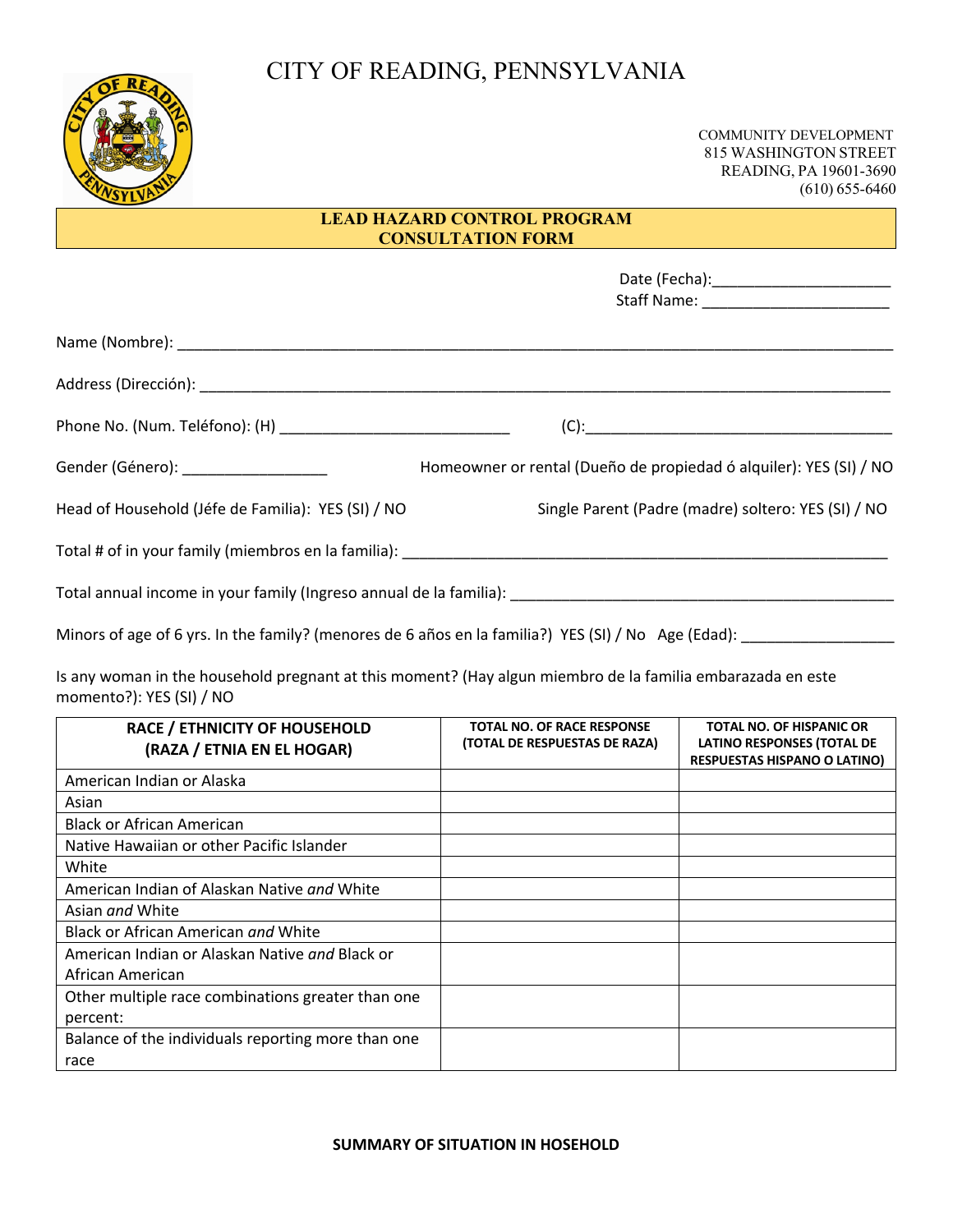# CITY OF READING, PENNSYLVANIA

COMMUNITY DEVELOPMENT
815 WASHINGTON STREET
READING, PA 19601-3690
(610) 655-6460

## LEAD HAZARD CONTROL PROGRAM
## CONSULTATION FORM

Date (Fecha):____________________
Staff Name: _____________________

Name (Nombre): ___________________________________________________________________________

Address (Dirección): _______________________________________________________________________

Phone No. (Num. Teléfono): (H) ___________________________ (C):____________________________________

Gender (Género): _________________ Homeowner or rental (Dueño de propiedad ó alquiler): YES (SI) / NO

Head of Household (Jéfe de Familia): YES (SI) / NO Single Parent (Padre (madre) soltero: YES (SI) / NO

Total # of in your family (miembros en la familia): _________________________________________________________

Total annual income in your family (Ingreso annual de la familia): ______________________________________________

Minors of age of 6 yrs. In the family? (menores de 6 años en la familia?) YES (SI) / No Age (Edad): __________________

Is any woman in the household pregnant at this moment? (Hay algun miembro de la familia embarazada en este momento?): YES (SI) / NO

| RACE / ETHNICITY OF HOUSEHOLD (RAZA / ETNIA EN EL HOGAR) | TOTAL NO. OF RACE RESPONSE (TOTAL DE RESPUESTAS DE RAZA) | TOTAL NO. OF HISPANIC OR LATINO RESPONSES (TOTAL DE RESPUESTAS HISPANO O LATINO) |
|---|---|---|
| American Indian or Alaska | | |
| Asian | | |
| Black or African American | | |
| Native Hawaiian or other Pacific Islander | | |
| White | | |
| American Indian of Alaskan Native *and* White | | |
| Asian *and* White | | |
| Black or African American *and* White | | |
| American Indian or Alaskan Native *and* Black or African American | | |
| Other multiple race combinations greater than one percent: | | |
| Balance of the individuals reporting more than one race | | |

**SUMMARY OF SITUATION IN HOSEHOLD**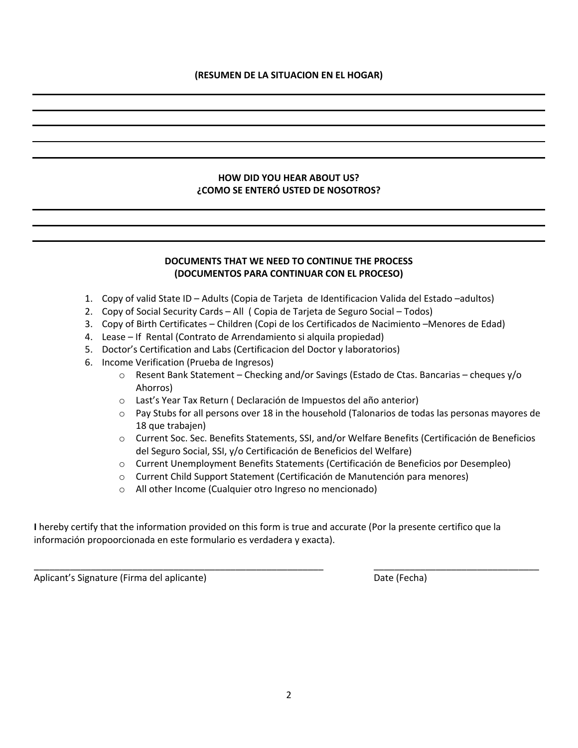**(RESUMEN DE LA SITUACION EN EL HOGAR)**

**HOW DID YOU HEAR ABOUT US?**
**¿COMO SE ENTERÓ USTED DE NOSOTROS?**

**DOCUMENTS THAT WE NEED TO CONTINUE THE PROCESS**
**(DOCUMENTOS PARA CONTINUAR CON EL PROCESO)**

1. Copy of valid State ID – Adults (Copia de Tarjeta de Identificacion Valida del Estado –adultos)
2. Copy of Social Security Cards – All ( Copia de Tarjeta de Seguro Social – Todos)
3. Copy of Birth Certificates – Children (Copi de los Certificados de Nacimiento –Menores de Edad)
4. Lease – If Rental (Contrato de Arrendamiento si alquila propiedad)
5. Doctor's Certification and Labs (Certificacion del Doctor y laboratorios)
6. Income Verification (Prueba de Ingresos)
   - Resent Bank Statement – Checking and/or Savings (Estado de Ctas. Bancarias – cheques y/o Ahorros)
   - Last's Year Tax Return ( Declaración de Impuestos del año anterior)
   - Pay Stubs for all persons over 18 in the household (Talonarios de todas las personas mayores de 18 que trabajen)
   - Current Soc. Sec. Benefits Statements, SSI, and/or Welfare Benefits (Certificación de Beneficios del Seguro Social, SSI, y/o Certificación de Beneficios del Welfare)
   - Current Unemployment Benefits Statements (Certificación de Beneficios por Desempleo)
   - Current Child Support Statement (Certificación de Manutención para menores)
   - All other Income (Cualquier otro Ingreso no mencionado)

**I** hereby certify that the information provided on this form is true and accurate (Por la presente certifico que la información propoorcionada en este formulario es verdadera y exacta).

\_\_\_\_\_\_\_\_\_\_\_\_\_\_\_\_\_\_\_\_\_\_\_\_\_\_\_\_\_\_\_\_\_\_\_\_\_\_\_\_\_\_\_\_\_\_\_\_\_\_\_\_\_\_\_\_ \_\_\_\_\_\_\_\_\_\_\_\_\_\_\_\_\_\_\_\_\_\_\_\_\_\_\_\_\_\_\_\_

Aplicant's Signature (Firma del aplicante) Date (Fecha)